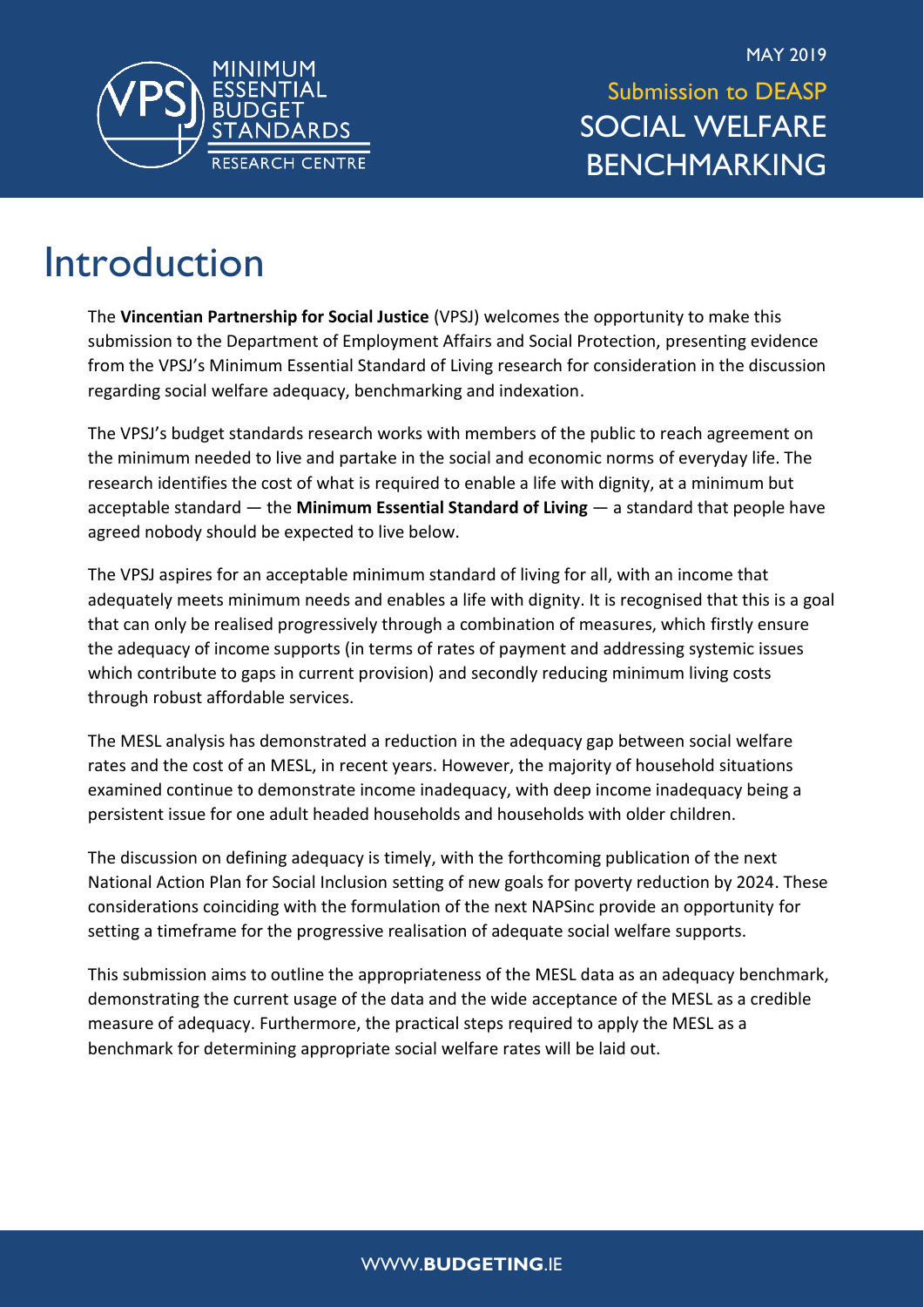MAY 2019

Submission to DEASP

# SOCIAL WELFARE BENCHMARKING

MINIMUM ESSENTIAL BUDGET STANDARDS RESEARCH CENTRE

# Introduction

The **Vincentian Partnership for Social Justice** (VPSJ) welcomes the opportunity to make this submission to the Department of Employment Affairs and Social Protection, presenting evidence from the VPSJ's Minimum Essential Standard of Living research for consideration in the discussion regarding social welfare adequacy, benchmarking and indexation.

The VPSJ's budget standards research works with members of the public to reach agreement on the minimum needed to live and partake in the social and economic norms of everyday life. The research identifies the cost of what is required to enable a life with dignity, at a minimum but acceptable standard — the **Minimum Essential Standard of Living** — a standard that people have agreed nobody should be expected to live below.

The VPSJ aspires for an acceptable minimum standard of living for all, with an income that adequately meets minimum needs and enables a life with dignity. It is recognised that this is a goal that can only be realised progressively through a combination of measures, which firstly ensure the adequacy of income supports (in terms of rates of payment and addressing systemic issues which contribute to gaps in current provision) and secondly reducing minimum living costs through robust affordable services.

The MESL analysis has demonstrated a reduction in the adequacy gap between social welfare rates and the cost of an MESL, in recent years. However, the majority of household situations examined continue to demonstrate income inadequacy, with deep income inadequacy being a persistent issue for one adult headed households and households with older children.

The discussion on defining adequacy is timely, with the forthcoming publication of the next National Action Plan for Social Inclusion setting of new goals for poverty reduction by 2024. These considerations coinciding with the formulation of the next NAPSinc provide an opportunity for setting a timeframe for the progressive realisation of adequate social welfare supports.

This submission aims to outline the appropriateness of the MESL data as an adequacy benchmark, demonstrating the current usage of the data and the wide acceptance of the MESL as a credible measure of adequacy. Furthermore, the practical steps required to apply the MESL as a benchmark for determining appropriate social welfare rates will be laid out.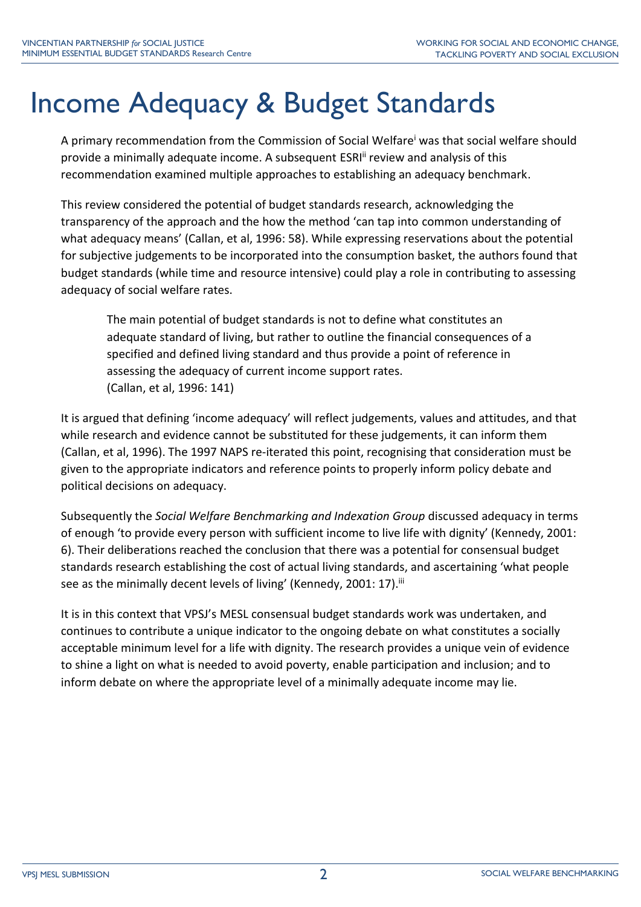# Income Adequacy & Budget Standards

A primary recommendation from the Commission of Social Welfare[i] was that social welfare should provide a minimally adequate income. A subsequent ESRI[ii] review and analysis of this recommendation examined multiple approaches to establishing an adequacy benchmark.

This review considered the potential of budget standards research, acknowledging the transparency of the approach and the how the method 'can tap into common understanding of what adequacy means' (Callan, et al, 1996: 58). While expressing reservations about the potential for subjective judgements to be incorporated into the consumption basket, the authors found that budget standards (while time and resource intensive) could play a role in contributing to assessing adequacy of social welfare rates.

> The main potential of budget standards is not to define what constitutes an adequate standard of living, but rather to outline the financial consequences of a specified and defined living standard and thus provide a point of reference in assessing the adequacy of current income support rates.
> (Callan, et al, 1996: 141)

It is argued that defining 'income adequacy' will reflect judgements, values and attitudes, and that while research and evidence cannot be substituted for these judgements, it can inform them (Callan, et al, 1996). The 1997 NAPS re-iterated this point, recognising that consideration must be given to the appropriate indicators and reference points to properly inform policy debate and political decisions on adequacy.

Subsequently the *Social Welfare Benchmarking and Indexation Group* discussed adequacy in terms of enough 'to provide every person with sufficient income to live life with dignity' (Kennedy, 2001: 6). Their deliberations reached the conclusion that there was a potential for consensual budget standards research establishing the cost of actual living standards, and ascertaining 'what people see as the minimally decent levels of living' (Kennedy, 2001: 17).[iii]

It is in this context that VPSJ's MESL consensual budget standards work was undertaken, and continues to contribute a unique indicator to the ongoing debate on what constitutes a socially acceptable minimum level for a life with dignity. The research provides a unique vein of evidence to shine a light on what is needed to avoid poverty, enable participation and inclusion; and to inform debate on where the appropriate level of a minimally adequate income may lie.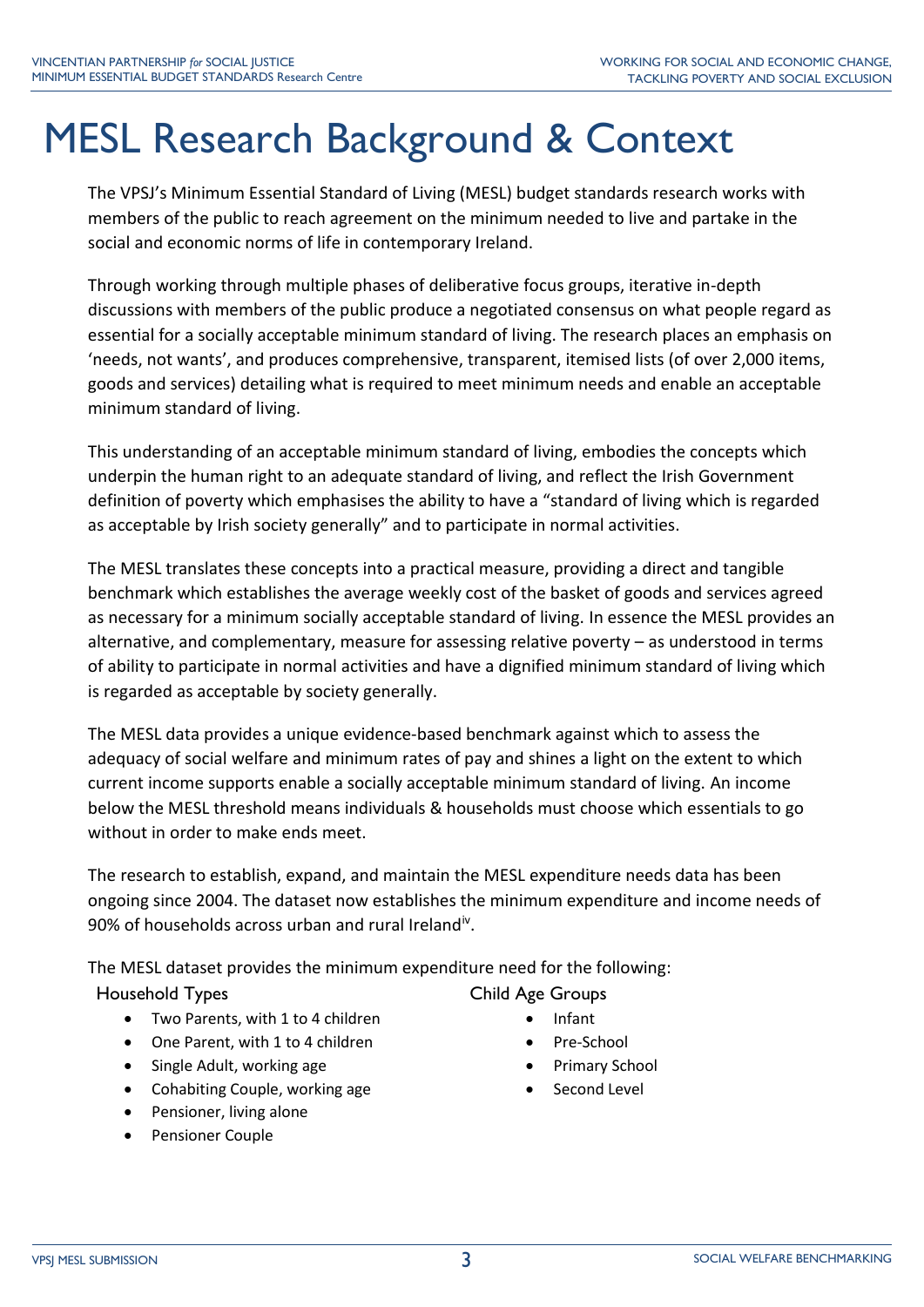# MESL Research Background & Context

The VPSJ's Minimum Essential Standard of Living (MESL) budget standards research works with members of the public to reach agreement on the minimum needed to live and partake in the social and economic norms of life in contemporary Ireland.

Through working through multiple phases of deliberative focus groups, iterative in-depth discussions with members of the public produce a negotiated consensus on what people regard as essential for a socially acceptable minimum standard of living. The research places an emphasis on 'needs, not wants', and produces comprehensive, transparent, itemised lists (of over 2,000 items, goods and services) detailing what is required to meet minimum needs and enable an acceptable minimum standard of living.

This understanding of an acceptable minimum standard of living, embodies the concepts which underpin the human right to an adequate standard of living, and reflect the Irish Government definition of poverty which emphasises the ability to have a "standard of living which is regarded as acceptable by Irish society generally" and to participate in normal activities.

The MESL translates these concepts into a practical measure, providing a direct and tangible benchmark which establishes the average weekly cost of the basket of goods and services agreed as necessary for a minimum socially acceptable standard of living. In essence the MESL provides an alternative, and complementary, measure for assessing relative poverty – as understood in terms of ability to participate in normal activities and have a dignified minimum standard of living which is regarded as acceptable by society generally.

The MESL data provides a unique evidence-based benchmark against which to assess the adequacy of social welfare and minimum rates of pay and shines a light on the extent to which current income supports enable a socially acceptable minimum standard of living. An income below the MESL threshold means individuals & households must choose which essentials to go without in order to make ends meet.

The research to establish, expand, and maintain the MESL expenditure needs data has been ongoing since 2004. The dataset now establishes the minimum expenditure and income needs of 90% of households across urban and rural Ireland[iv].

The MESL dataset provides the minimum expenditure need for the following:

**Household Types**

- Two Parents, with 1 to 4 children
- One Parent, with 1 to 4 children
- Single Adult, working age
- Cohabiting Couple, working age
- Pensioner, living alone
- Pensioner Couple

**Child Age Groups**

- Infant
- Pre-School
- Primary School
- Second Level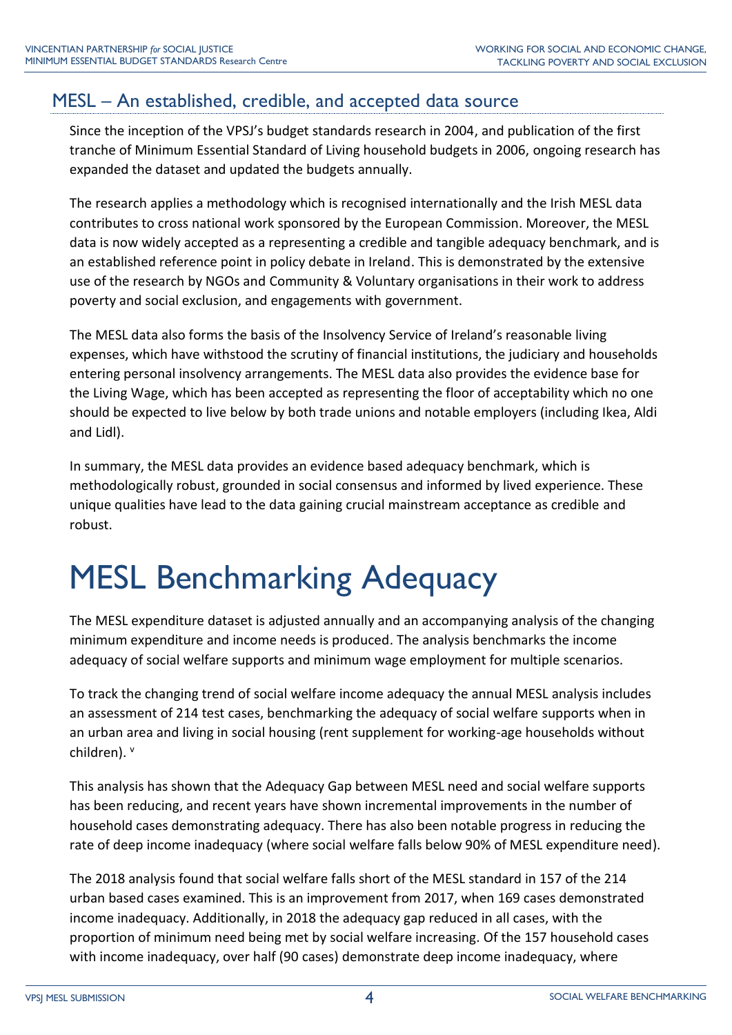## MESL – An established, credible, and accepted data source

Since the inception of the VPSJ's budget standards research in 2004, and publication of the first tranche of Minimum Essential Standard of Living household budgets in 2006, ongoing research has expanded the dataset and updated the budgets annually.

The research applies a methodology which is recognised internationally and the Irish MESL data contributes to cross national work sponsored by the European Commission. Moreover, the MESL data is now widely accepted as a representing a credible and tangible adequacy benchmark, and is an established reference point in policy debate in Ireland. This is demonstrated by the extensive use of the research by NGOs and Community & Voluntary organisations in their work to address poverty and social exclusion, and engagements with government.

The MESL data also forms the basis of the Insolvency Service of Ireland's reasonable living expenses, which have withstood the scrutiny of financial institutions, the judiciary and households entering personal insolvency arrangements. The MESL data also provides the evidence base for the Living Wage, which has been accepted as representing the floor of acceptability which no one should be expected to live below by both trade unions and notable employers (including Ikea, Aldi and Lidl).

In summary, the MESL data provides an evidence based adequacy benchmark, which is methodologically robust, grounded in social consensus and informed by lived experience. These unique qualities have lead to the data gaining crucial mainstream acceptance as credible and robust.

# MESL Benchmarking Adequacy

The MESL expenditure dataset is adjusted annually and an accompanying analysis of the changing minimum expenditure and income needs is produced. The analysis benchmarks the income adequacy of social welfare supports and minimum wage employment for multiple scenarios.

To track the changing trend of social welfare income adequacy the annual MESL analysis includes an assessment of 214 test cases, benchmarking the adequacy of social welfare supports when in an urban area and living in social housing (rent supplement for working-age households without children). [v]

This analysis has shown that the Adequacy Gap between MESL need and social welfare supports has been reducing, and recent years have shown incremental improvements in the number of household cases demonstrating adequacy. There has also been notable progress in reducing the rate of deep income inadequacy (where social welfare falls below 90% of MESL expenditure need).

The 2018 analysis found that social welfare falls short of the MESL standard in 157 of the 214 urban based cases examined. This is an improvement from 2017, when 169 cases demonstrated income inadequacy. Additionally, in 2018 the adequacy gap reduced in all cases, with the proportion of minimum need being met by social welfare increasing. Of the 157 household cases with income inadequacy, over half (90 cases) demonstrate deep income inadequacy, where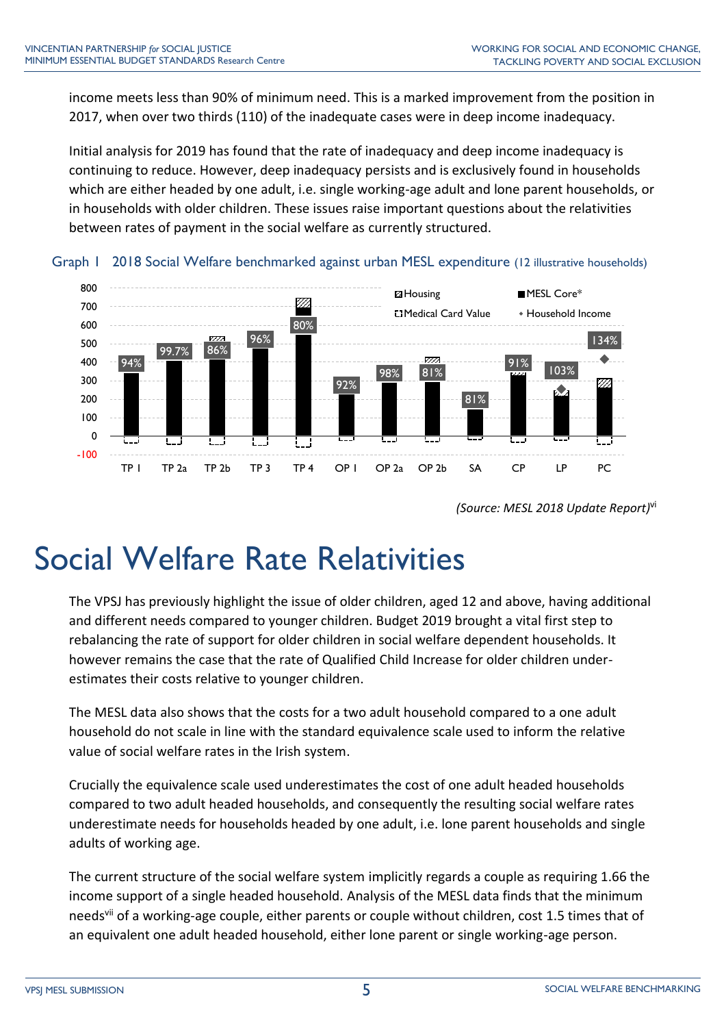income meets less than 90% of minimum need. This is a marked improvement from the position in 2017, when over two thirds (110) of the inadequate cases were in deep income inadequacy.

Initial analysis for 2019 has found that the rate of inadequacy and deep income inadequacy is continuing to reduce. However, deep inadequacy persists and is exclusively found in households which are either headed by one adult, i.e. single working-age adult and lone parent households, or in households with older children. These issues raise important questions about the relativities between rates of payment in the social welfare as currently structured.

Graph 1 2018 Social Welfare benchmarked against urban MESL expenditure (12 illustrative households)

*(Source: MESL 2018 Update Report)*[vi]

# Social Welfare Rate Relativities

The VPSJ has previously highlight the issue of older children, aged 12 and above, having additional and different needs compared to younger children. Budget 2019 brought a vital first step to rebalancing the rate of support for older children in social welfare dependent households. It however remains the case that the rate of Qualified Child Increase for older children under-estimates their costs relative to younger children.

The MESL data also shows that the costs for a two adult household compared to a one adult household do not scale in line with the standard equivalence scale used to inform the relative value of social welfare rates in the Irish system.

Crucially the equivalence scale used underestimates the cost of one adult headed households compared to two adult headed households, and consequently the resulting social welfare rates underestimate needs for households headed by one adult, i.e. lone parent households and single adults of working age.

The current structure of the social welfare system implicitly regards a couple as requiring 1.66 the income support of a single headed household. Analysis of the MESL data finds that the minimum needs[vii] of a working-age couple, either parents or couple without children, cost 1.5 times that of an equivalent one adult headed household, either lone parent or single working-age person.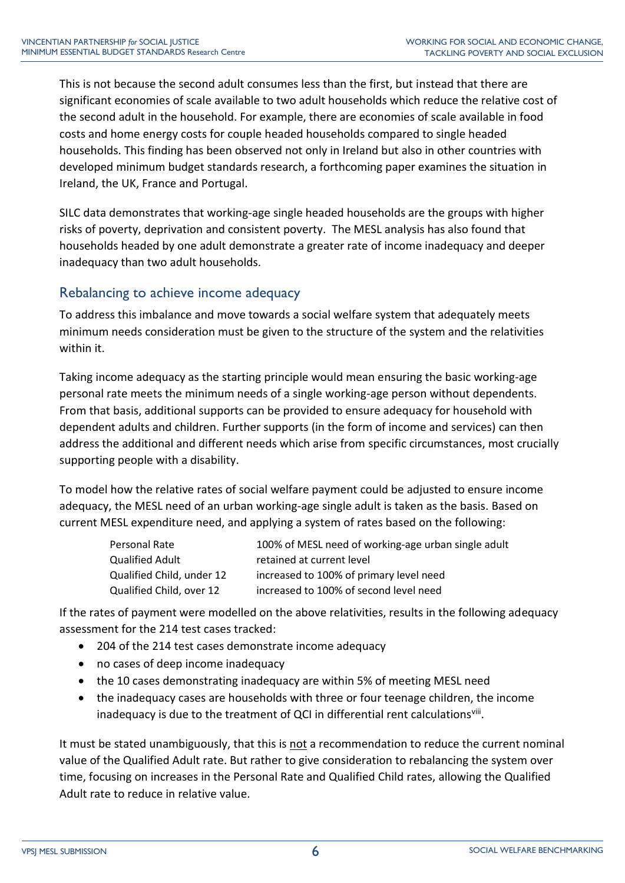This is not because the second adult consumes less than the first, but instead that there are significant economies of scale available to two adult households which reduce the relative cost of the second adult in the household. For example, there are economies of scale available in food costs and home energy costs for couple headed households compared to single headed households. This finding has been observed not only in Ireland but also in other countries with developed minimum budget standards research, a forthcoming paper examines the situation in Ireland, the UK, France and Portugal.

SILC data demonstrates that working-age single headed households are the groups with higher risks of poverty, deprivation and consistent poverty. The MESL analysis has also found that households headed by one adult demonstrate a greater rate of income inadequacy and deeper inadequacy than two adult households.

## Rebalancing to achieve income adequacy

To address this imbalance and move towards a social welfare system that adequately meets minimum needs consideration must be given to the structure of the system and the relativities within it.

Taking income adequacy as the starting principle would mean ensuring the basic working-age personal rate meets the minimum needs of a single working-age person without dependents. From that basis, additional supports can be provided to ensure adequacy for household with dependent adults and children. Further supports (in the form of income and services) can then address the additional and different needs which arise from specific circumstances, most crucially supporting people with a disability.

To model how the relative rates of social welfare payment could be adjusted to ensure income adequacy, the MESL need of an urban working-age single adult is taken as the basis. Based on current MESL expenditure need, and applying a system of rates based on the following:

| | |
|---|---|
| Personal Rate | 100% of MESL need of working-age urban single adult |
| Qualified Adult | retained at current level |
| Qualified Child, under 12 | increased to 100% of primary level need |
| Qualified Child, over 12 | increased to 100% of second level need |

If the rates of payment were modelled on the above relativities, results in the following adequacy assessment for the 214 test cases tracked:

- 204 of the 214 test cases demonstrate income adequacy
- no cases of deep income inadequacy
- the 10 cases demonstrating inadequacy are within 5% of meeting MESL need
- the inadequacy cases are households with three or four teenage children, the income inadequacy is due to the treatment of QCI in differential rent calculations[viii].

It must be stated unambiguously, that this is <u>not</u> a recommendation to reduce the current nominal value of the Qualified Adult rate. But rather to give consideration to rebalancing the system over time, focusing on increases in the Personal Rate and Qualified Child rates, allowing the Qualified Adult rate to reduce in relative value.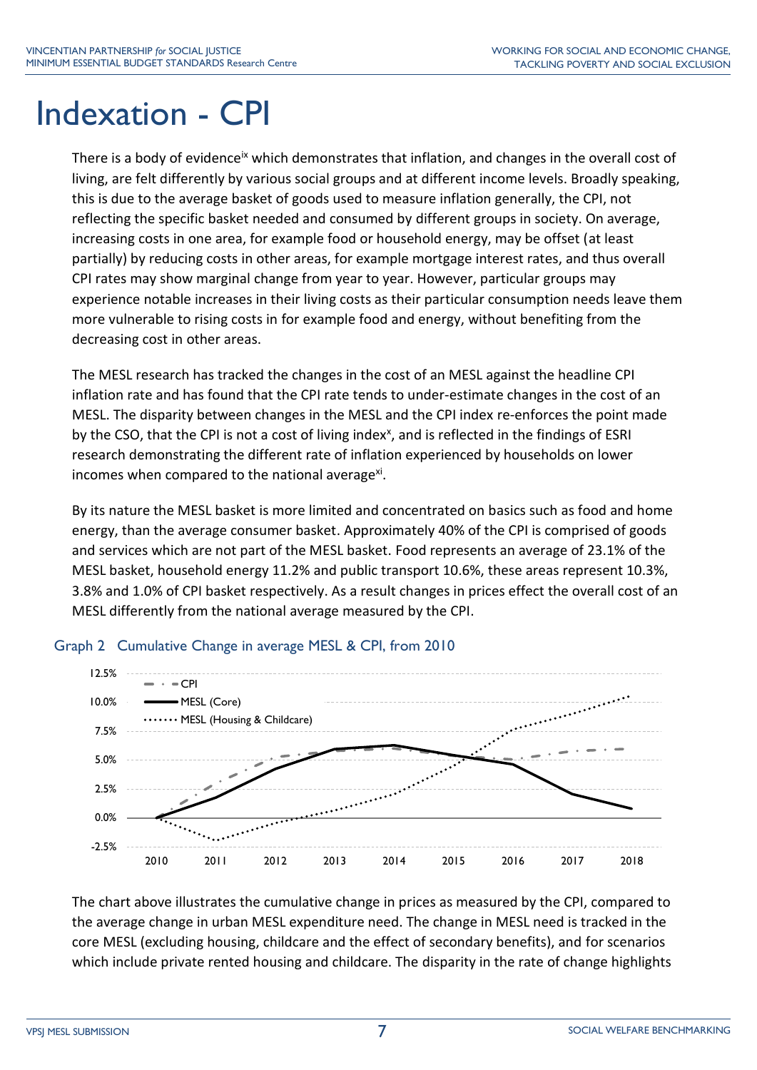# Indexation - CPI

There is a body of evidence[ix] which demonstrates that inflation, and changes in the overall cost of living, are felt differently by various social groups and at different income levels. Broadly speaking, this is due to the average basket of goods used to measure inflation generally, the CPI, not reflecting the specific basket needed and consumed by different groups in society. On average, increasing costs in one area, for example food or household energy, may be offset (at least partially) by reducing costs in other areas, for example mortgage interest rates, and thus overall CPI rates may show marginal change from year to year. However, particular groups may experience notable increases in their living costs as their particular consumption needs leave them more vulnerable to rising costs in for example food and energy, without benefiting from the decreasing cost in other areas.

The MESL research has tracked the changes in the cost of an MESL against the headline CPI inflation rate and has found that the CPI rate tends to under-estimate changes in the cost of an MESL. The disparity between changes in the MESL and the CPI index re-enforces the point made by the CSO, that the CPI is not a cost of living index[x], and is reflected in the findings of ESRI research demonstrating the different rate of inflation experienced by households on lower incomes when compared to the national average[xi].

By its nature the MESL basket is more limited and concentrated on basics such as food and home energy, than the average consumer basket. Approximately 40% of the CPI is comprised of goods and services which are not part of the MESL basket. Food represents an average of 23.1% of the MESL basket, household energy 11.2% and public transport 10.6%, these areas represent 10.3%, 3.8% and 1.0% of CPI basket respectively. As a result changes in prices effect the overall cost of an MESL differently from the national average measured by the CPI.

Graph 2 Cumulative Change in average MESL & CPI, from 2010

The chart above illustrates the cumulative change in prices as measured by the CPI, compared to the average change in urban MESL expenditure need. The change in MESL need is tracked in the core MESL (excluding housing, childcare and the effect of secondary benefits), and for scenarios which include private rented housing and childcare. The disparity in the rate of change highlights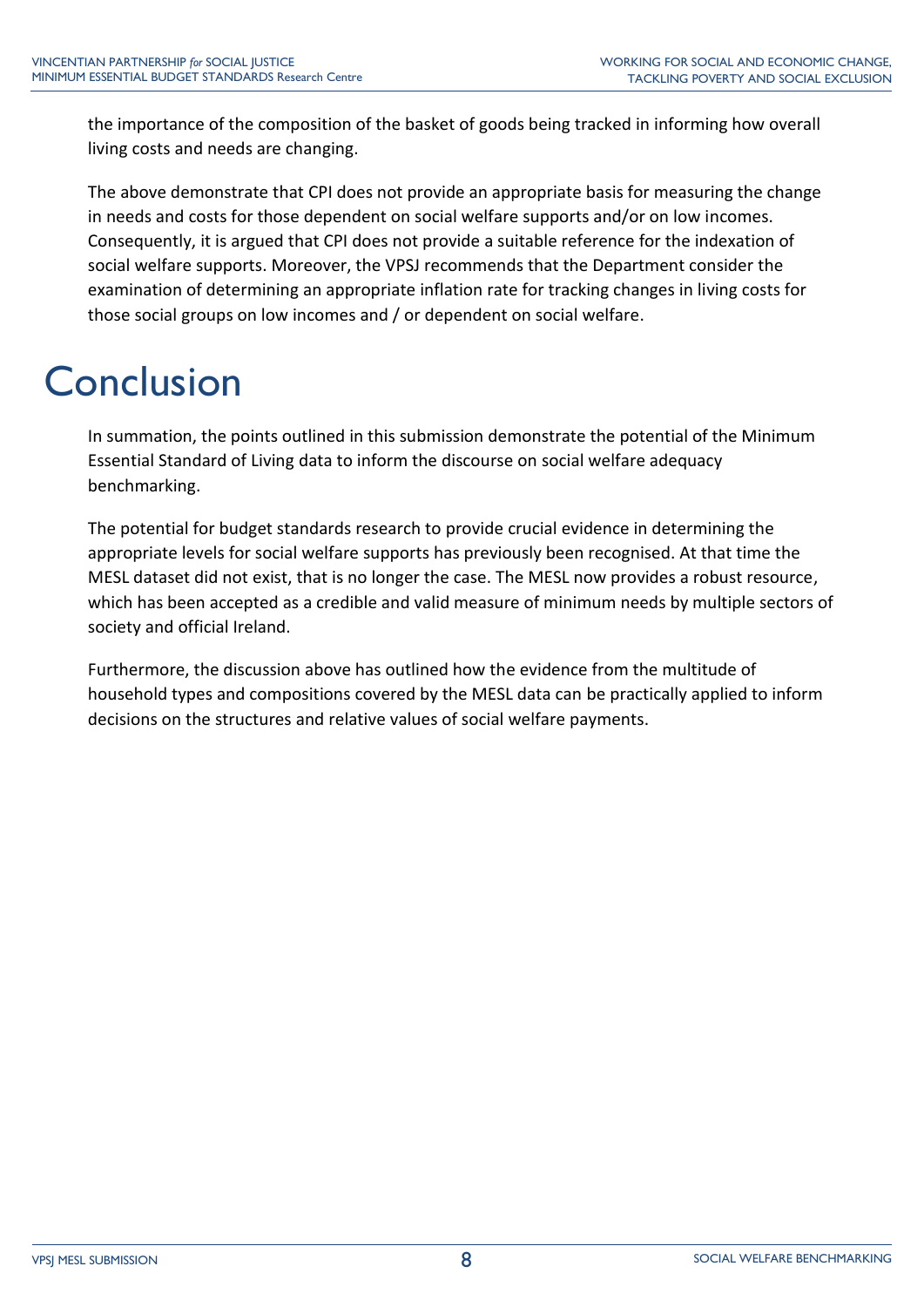the importance of the composition of the basket of goods being tracked in informing how overall living costs and needs are changing.

The above demonstrate that CPI does not provide an appropriate basis for measuring the change in needs and costs for those dependent on social welfare supports and/or on low incomes. Consequently, it is argued that CPI does not provide a suitable reference for the indexation of social welfare supports. Moreover, the VPSJ recommends that the Department consider the examination of determining an appropriate inflation rate for tracking changes in living costs for those social groups on low incomes and / or dependent on social welfare.

# Conclusion

In summation, the points outlined in this submission demonstrate the potential of the Minimum Essential Standard of Living data to inform the discourse on social welfare adequacy benchmarking.

The potential for budget standards research to provide crucial evidence in determining the appropriate levels for social welfare supports has previously been recognised. At that time the MESL dataset did not exist, that is no longer the case. The MESL now provides a robust resource, which has been accepted as a credible and valid measure of minimum needs by multiple sectors of society and official Ireland.

Furthermore, the discussion above has outlined how the evidence from the multitude of household types and compositions covered by the MESL data can be practically applied to inform decisions on the structures and relative values of social welfare payments.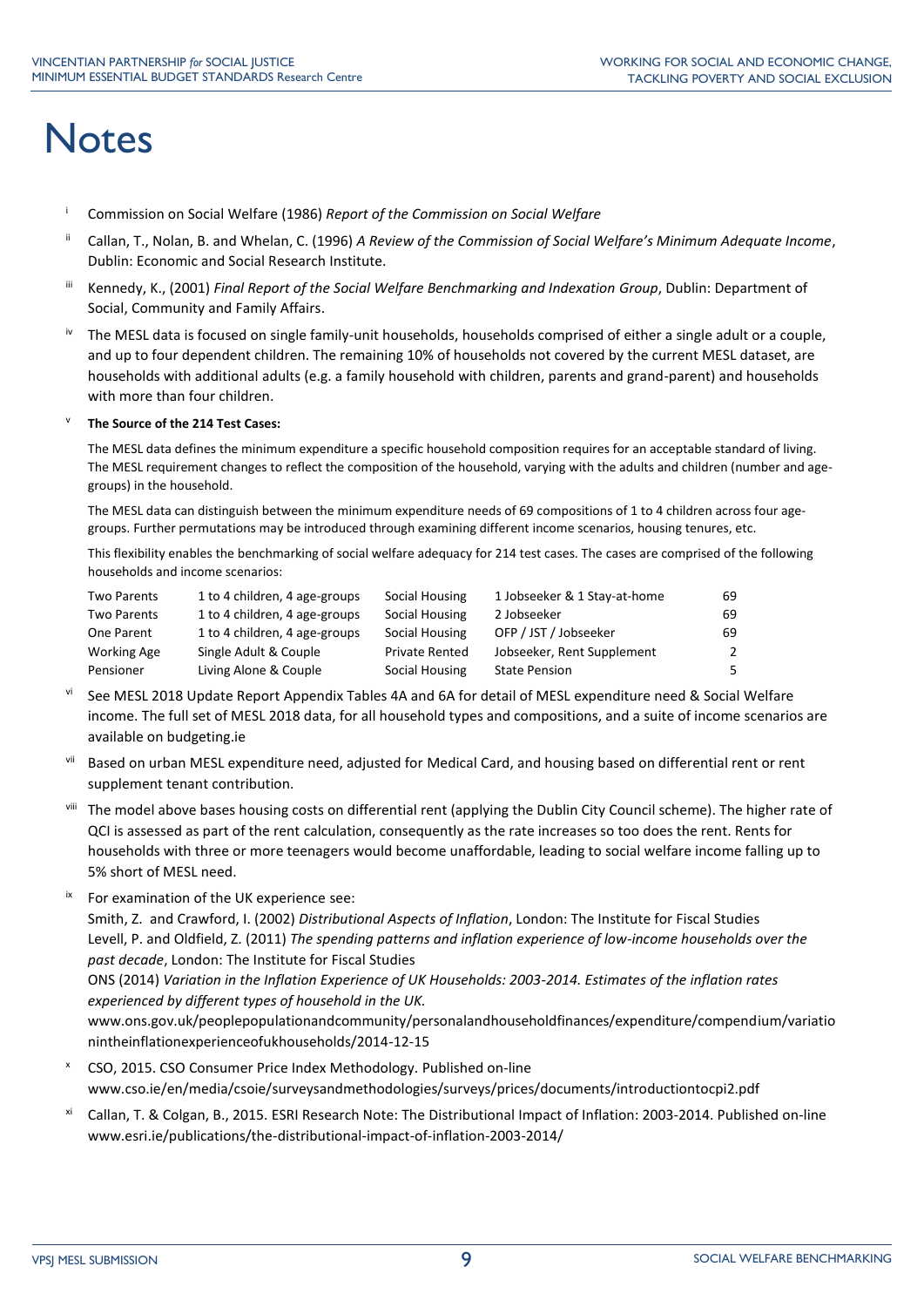# Notes

[i] Commission on Social Welfare (1986) *Report of the Commission on Social Welfare*

[ii] Callan, T., Nolan, B. and Whelan, C. (1996) *A Review of the Commission of Social Welfare's Minimum Adequate Income*, Dublin: Economic and Social Research Institute.

[iii] Kennedy, K., (2001) *Final Report of the Social Welfare Benchmarking and Indexation Group*, Dublin: Department of Social, Community and Family Affairs.

[iv] The MESL data is focused on single family-unit households, households comprised of either a single adult or a couple, and up to four dependent children. The remaining 10% of households not covered by the current MESL dataset, are households with additional adults (e.g. a family household with children, parents and grand-parent) and households with more than four children.

[v] **The Source of the 214 Test Cases:**

The MESL data defines the minimum expenditure a specific household composition requires for an acceptable standard of living. The MESL requirement changes to reflect the composition of the household, varying with the adults and children (number and age-groups) in the household.

The MESL data can distinguish between the minimum expenditure needs of 69 compositions of 1 to 4 children across four age-groups. Further permutations may be introduced through examining different income scenarios, housing tenures, etc.

This flexibility enables the benchmarking of social welfare adequacy for 214 test cases. The cases are comprised of the following households and income scenarios:

| | | | | |
|---|---|---|---|---|
| Two Parents | 1 to 4 children, 4 age-groups | Social Housing | 1 Jobseeker & 1 Stay-at-home | 69 |
| Two Parents | 1 to 4 children, 4 age-groups | Social Housing | 2 Jobseeker | 69 |
| One Parent | 1 to 4 children, 4 age-groups | Social Housing | OFP / JST / Jobseeker | 69 |
| Working Age | Single Adult & Couple | Private Rented | Jobseeker, Rent Supplement | 2 |
| Pensioner | Living Alone & Couple | Social Housing | State Pension | 5 |

[vi] See MESL 2018 Update Report Appendix Tables 4A and 6A for detail of MESL expenditure need & Social Welfare income. The full set of MESL 2018 data, for all household types and compositions, and a suite of income scenarios are available on budgeting.ie

[vii] Based on urban MESL expenditure need, adjusted for Medical Card, and housing based on differential rent or rent supplement tenant contribution.

[viii] The model above bases housing costs on differential rent (applying the Dublin City Council scheme). The higher rate of QCI is assessed as part of the rent calculation, consequently as the rate increases so too does the rent. Rents for households with three or more teenagers would become unaffordable, leading to social welfare income falling up to 5% short of MESL need.

[ix] For examination of the UK experience see:
Smith, Z. and Crawford, I. (2002) *Distributional Aspects of Inflation*, London: The Institute for Fiscal Studies
Levell, P. and Oldfield, Z. (2011) *The spending patterns and inflation experience of low-income households over the past decade*, London: The Institute for Fiscal Studies
ONS (2014) *Variation in the Inflation Experience of UK Households: 2003-2014. Estimates of the inflation rates experienced by different types of household in the UK.*
www.ons.gov.uk/peoplepopulationandcommunity/personalandhouseholdfinances/expenditure/compendium/variationintheinflationexperienceofukhouseholds/2014-12-15

[x] CSO, 2015. CSO Consumer Price Index Methodology. Published on-line www.cso.ie/en/media/csoie/surveysandmethodologies/surveys/prices/documents/introductiontocpi2.pdf

[xi] Callan, T. & Colgan, B., 2015. ESRI Research Note: The Distributional Impact of Inflation: 2003-2014. Published on-line www.esri.ie/publications/the-distributional-impact-of-inflation-2003-2014/